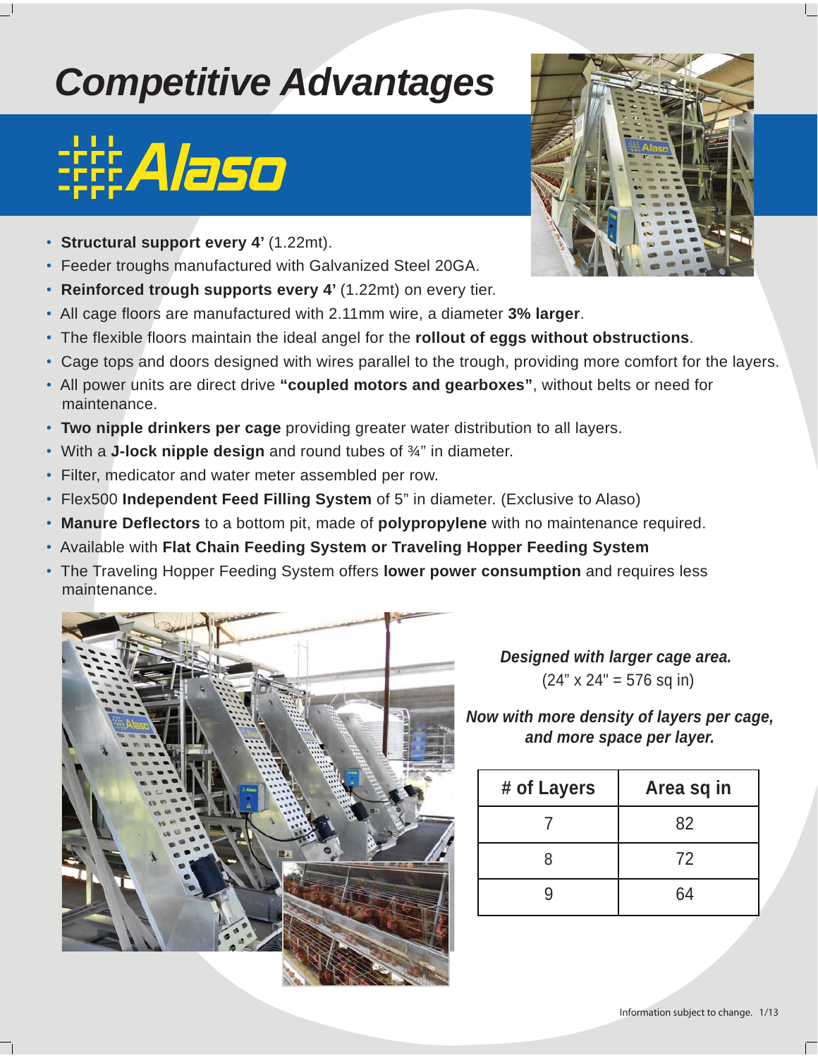# *Competitive Advantages*

## Alaso

- **Structural support every 4'** (1.22mt).
- Feeder troughs manufactured with Galvanized Steel 20GA.
- **Reinforced trough supports every 4'** (1.22mt) on every tier.
- All cage floors are manufactured with 2.11mm wire, a diameter **3% larger**.
- The flexible floors maintain the ideal angel for the **rollout of eggs without obstructions**.
- Cage tops and doors designed with wires parallel to the trough, providing more comfort for the layers.
- All power units are direct drive **"coupled motors and gearboxes"**, without belts or need for maintenance.
- **Two nipple drinkers per cage** providing greater water distribution to all layers.
- With a **J-lock nipple design** and round tubes of ¾" in diameter.
- Filter, medicator and water meter assembled per row.
- Flex500 **Independent Feed Filling System** of 5" in diameter. (Exclusive to Alaso)
- **Manure Deflectors** to a bottom pit, made of **polypropylene** with no maintenance required.
- Available with **Flat Chain Feeding System or Traveling Hopper Feeding System**
- The Traveling Hopper Feeding System offers **lower power consumption** and requires less maintenance.

***Designed with larger cage area.***
(24" x 24" = 576 sq in)

***Now with more density of layers per cage, and more space per layer.***

| # of Layers | Area sq in |
| --- | --- |
| 7 | 82 |
| 8 | 72 |
| 9 | 64 |

Information subject to change. 1/13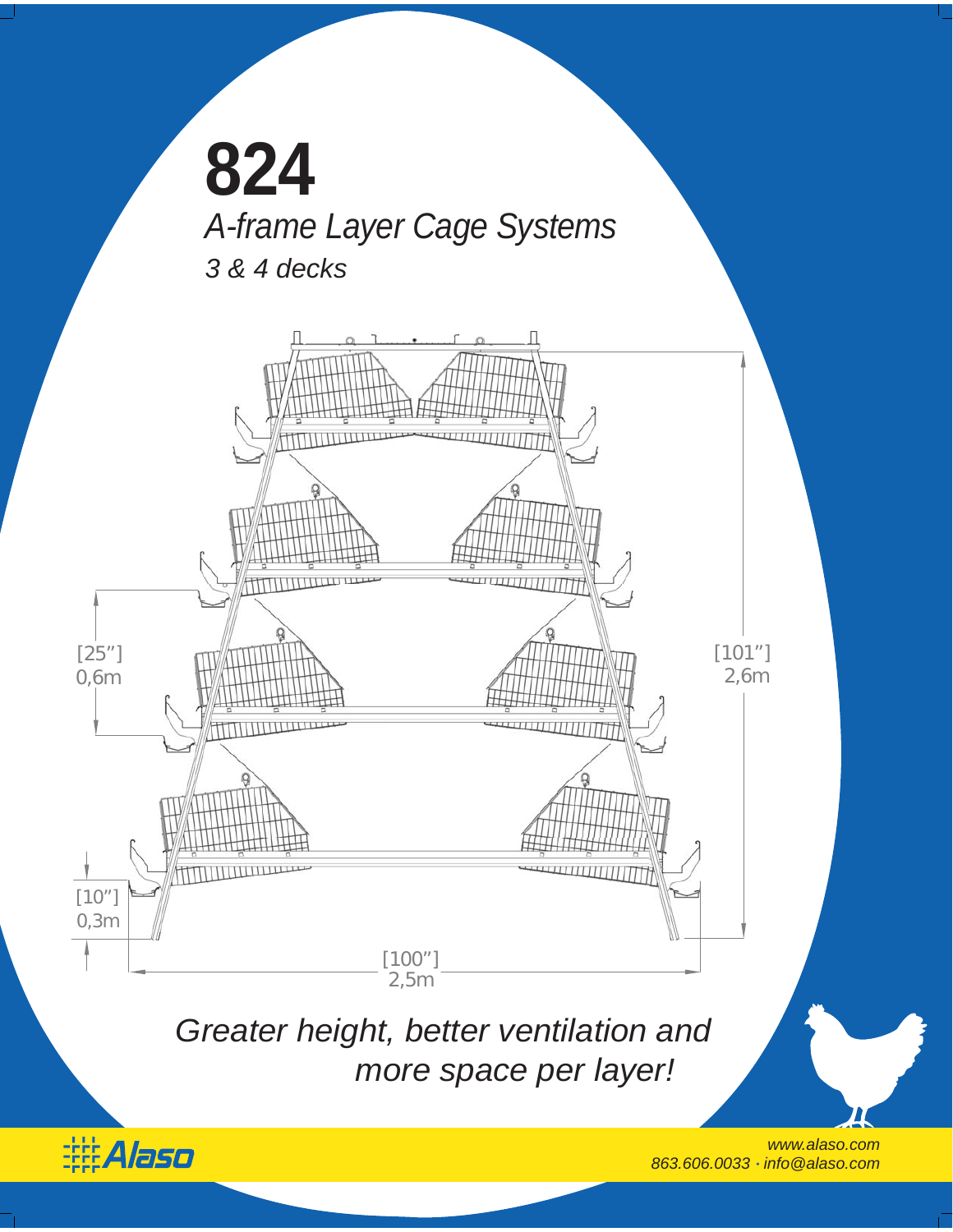# 824

*A-frame Layer Cage Systems*

*3 & 4 decks*

[25"]
0,6m

[101"]
2,6m

[10"]
0,3m

[100"]
2,5m

*Greater height, better ventilation and more space per layer!*

Alaso

*www.alaso.com*
*863.606.0033 · info@alaso.com*